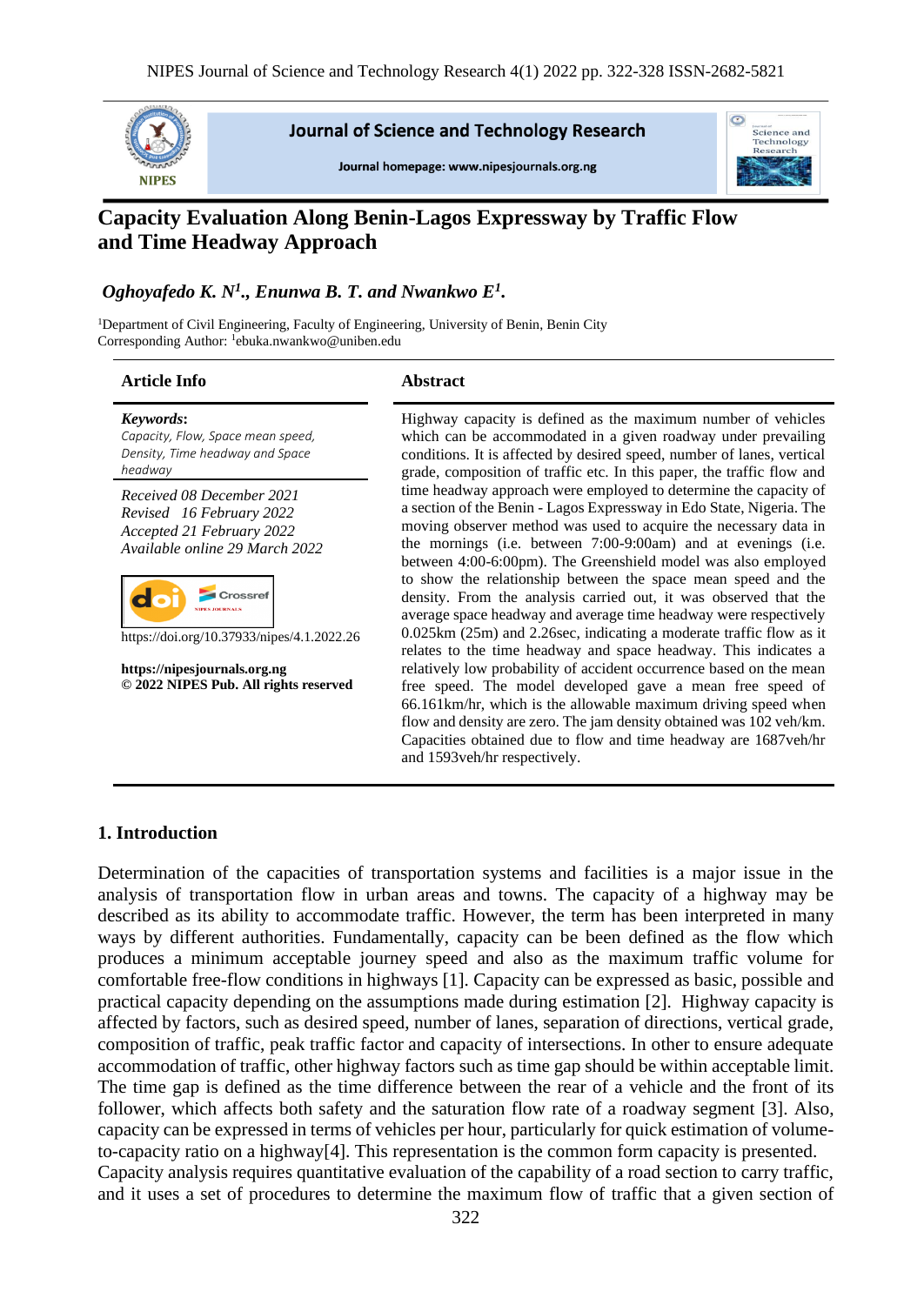Journal of Science and Technology Research

Journal homepage: www.nipesjournals.org.ng

# Capacity Evaluation Along Benin-Lagos Expressway by Traffic Flow and Time Headway Approach

***Oghoyafedo K. N[1]., Enunwa B. T. and Nwankwo E[1].***

[1]Department of Civil Engineering, Faculty of Engineering, University of Benin, Benin City
Corresponding Author: [1]ebuka.nwankwo@uniben.edu

## Article Info

***Keywords*:**
*Capacity, Flow, Space mean speed, Density, Time headway and Space headway*

*Received 08 December 2021*
*Revised 16 February 2022*
*Accepted 21 February 2022*
*Available online 29 March 2022*

https://doi.org/10.37933/nipes/4.1.2022.26

**https://nipesjournals.org.ng**
**© 2022 NIPES Pub. All rights reserved**

## Abstract

Highway capacity is defined as the maximum number of vehicles which can be accommodated in a given roadway under prevailing conditions. It is affected by desired speed, number of lanes, vertical grade, composition of traffic etc. In this paper, the traffic flow and time headway approach were employed to determine the capacity of a section of the Benin - Lagos Expressway in Edo State, Nigeria. The moving observer method was used to acquire the necessary data in the mornings (i.e. between 7:00-9:00am) and at evenings (i.e. between 4:00-6:00pm). The Greenshield model was also employed to show the relationship between the space mean speed and the density. From the analysis carried out, it was observed that the average space headway and average time headway were respectively 0.025km (25m) and 2.26sec, indicating a moderate traffic flow as it relates to the time headway and space headway. This indicates a relatively low probability of accident occurrence based on the mean free speed. The model developed gave a mean free speed of 66.161km/hr, which is the allowable maximum driving speed when flow and density are zero. The jam density obtained was 102 veh/km. Capacities obtained due to flow and time headway are 1687veh/hr and 1593veh/hr respectively.

## 1. Introduction

Determination of the capacities of transportation systems and facilities is a major issue in the analysis of transportation flow in urban areas and towns. The capacity of a highway may be described as its ability to accommodate traffic. However, the term has been interpreted in many ways by different authorities. Fundamentally, capacity can be been defined as the flow which produces a minimum acceptable journey speed and also as the maximum traffic volume for comfortable free-flow conditions in highways [1]. Capacity can be expressed as basic, possible and practical capacity depending on the assumptions made during estimation [2]. Highway capacity is affected by factors, such as desired speed, number of lanes, separation of directions, vertical grade, composition of traffic, peak traffic factor and capacity of intersections. In other to ensure adequate accommodation of traffic, other highway factors such as time gap should be within acceptable limit. The time gap is defined as the time difference between the rear of a vehicle and the front of its follower, which affects both safety and the saturation flow rate of a roadway segment [3]. Also, capacity can be expressed in terms of vehicles per hour, particularly for quick estimation of volume-to-capacity ratio on a highway[4]. This representation is the common form capacity is presented.
Capacity analysis requires quantitative evaluation of the capability of a road section to carry traffic, and it uses a set of procedures to determine the maximum flow of traffic that a given section of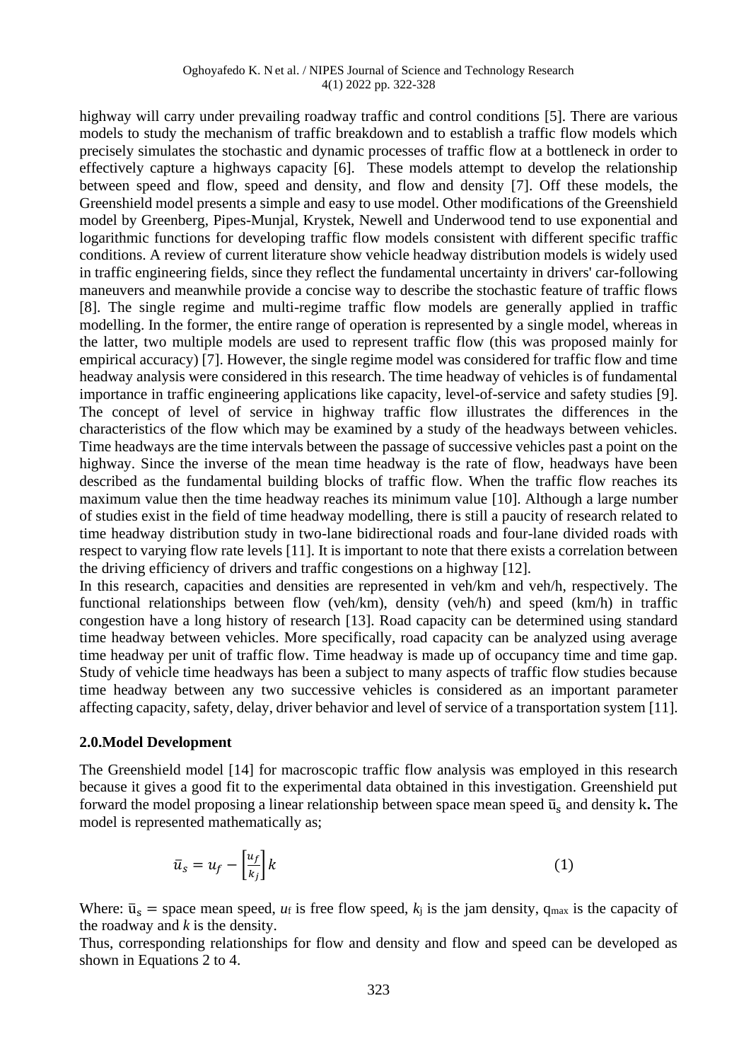highway will carry under prevailing roadway traffic and control conditions [5]. There are various models to study the mechanism of traffic breakdown and to establish a traffic flow models which precisely simulates the stochastic and dynamic processes of traffic flow at a bottleneck in order to effectively capture a highways capacity [6]. These models attempt to develop the relationship between speed and flow, speed and density, and flow and density [7]. Off these models, the Greenshield model presents a simple and easy to use model. Other modifications of the Greenshield model by Greenberg, Pipes-Munjal, Krystek, Newell and Underwood tend to use exponential and logarithmic functions for developing traffic flow models consistent with different specific traffic conditions. A review of current literature show vehicle headway distribution models is widely used in traffic engineering fields, since they reflect the fundamental uncertainty in drivers' car-following maneuvers and meanwhile provide a concise way to describe the stochastic feature of traffic flows [8]. The single regime and multi-regime traffic flow models are generally applied in traffic modelling. In the former, the entire range of operation is represented by a single model, whereas in the latter, two multiple models are used to represent traffic flow (this was proposed mainly for empirical accuracy) [7]. However, the single regime model was considered for traffic flow and time headway analysis were considered in this research. The time headway of vehicles is of fundamental importance in traffic engineering applications like capacity, level-of-service and safety studies [9]. The concept of level of service in highway traffic flow illustrates the differences in the characteristics of the flow which may be examined by a study of the headways between vehicles. Time headways are the time intervals between the passage of successive vehicles past a point on the highway. Since the inverse of the mean time headway is the rate of flow, headways have been described as the fundamental building blocks of traffic flow. When the traffic flow reaches its maximum value then the time headway reaches its minimum value [10]. Although a large number of studies exist in the field of time headway modelling, there is still a paucity of research related to time headway distribution study in two-lane bidirectional roads and four-lane divided roads with respect to varying flow rate levels [11]. It is important to note that there exists a correlation between the driving efficiency of drivers and traffic congestions on a highway [12].

In this research, capacities and densities are represented in veh/km and veh/h, respectively. The functional relationships between flow (veh/km), density (veh/h) and speed (km/h) in traffic congestion have a long history of research [13]. Road capacity can be determined using standard time headway between vehicles. More specifically, road capacity can be analyzed using average time headway per unit of traffic flow. Time headway is made up of occupancy time and time gap. Study of vehicle time headways has been a subject to many aspects of traffic flow studies because time headway between any two successive vehicles is considered as an important parameter affecting capacity, safety, delay, driver behavior and level of service of a transportation system [11].

## 2.0.Model Development

The Greenshield model [14] for macroscopic traffic flow analysis was employed in this research because it gives a good fit to the experimental data obtained in this investigation. Greenshield put forward the model proposing a linear relationship between space mean speed $\bar{u}_s$ and density k**.** The model is represented mathematically as;

$$\bar{u}_s = u_f - \left[\frac{u_f}{k_j}\right] k \tag{1}$$

Where: $\bar{u}_s$ = space mean speed, $u_f$ is free flow speed, $k_j$ is the jam density, $q_{max}$ is the capacity of the roadway and $k$ is the density.

Thus, corresponding relationships for flow and density and flow and speed can be developed as shown in Equations 2 to 4.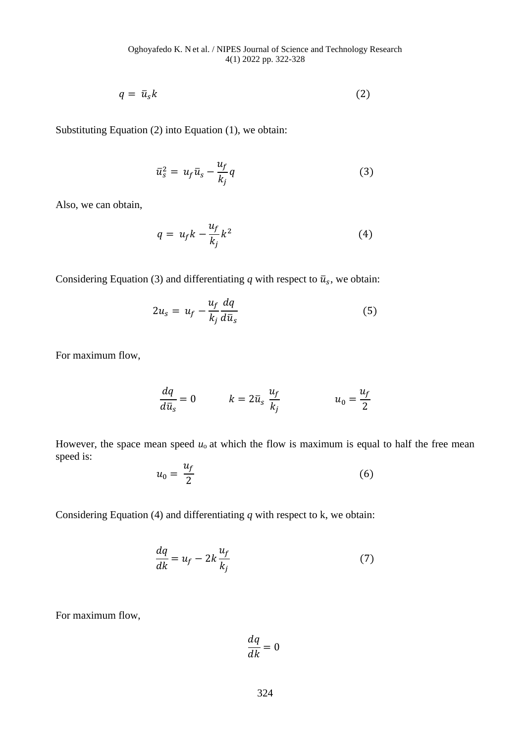$$q = \bar{u}_s k \tag{2}$$

Substituting Equation (2) into Equation (1), we obtain:

$$\bar{u}_s^2 = u_f \bar{u}_s - \frac{u_f}{k_j} q \tag{3}$$

Also, we can obtain,

$$q = u_f k - \frac{u_f}{k_j} k^2 \tag{4}$$

Considering Equation (3) and differentiating $q$ with respect to $\bar{u}_s$, we obtain:

$$2u_s = u_f - \frac{u_f}{k_j} \frac{dq}{d\bar{u}_s} \tag{5}$$

For maximum flow,

$$\frac{dq}{d\bar{u}_s} = 0 \qquad k = 2\bar{u}_s \frac{u_f}{k_j} \qquad u_0 = \frac{u_f}{2}$$

However, the space mean speed $u_o$ at which the flow is maximum is equal to half the free mean speed is:

$$u_0 = \frac{u_f}{2} \tag{6}$$

Considering Equation (4) and differentiating $q$ with respect to k, we obtain:

$$\frac{dq}{dk} = u_f - 2k \frac{u_f}{k_j} \tag{7}$$

For maximum flow,

$$\frac{dq}{dk} = 0$$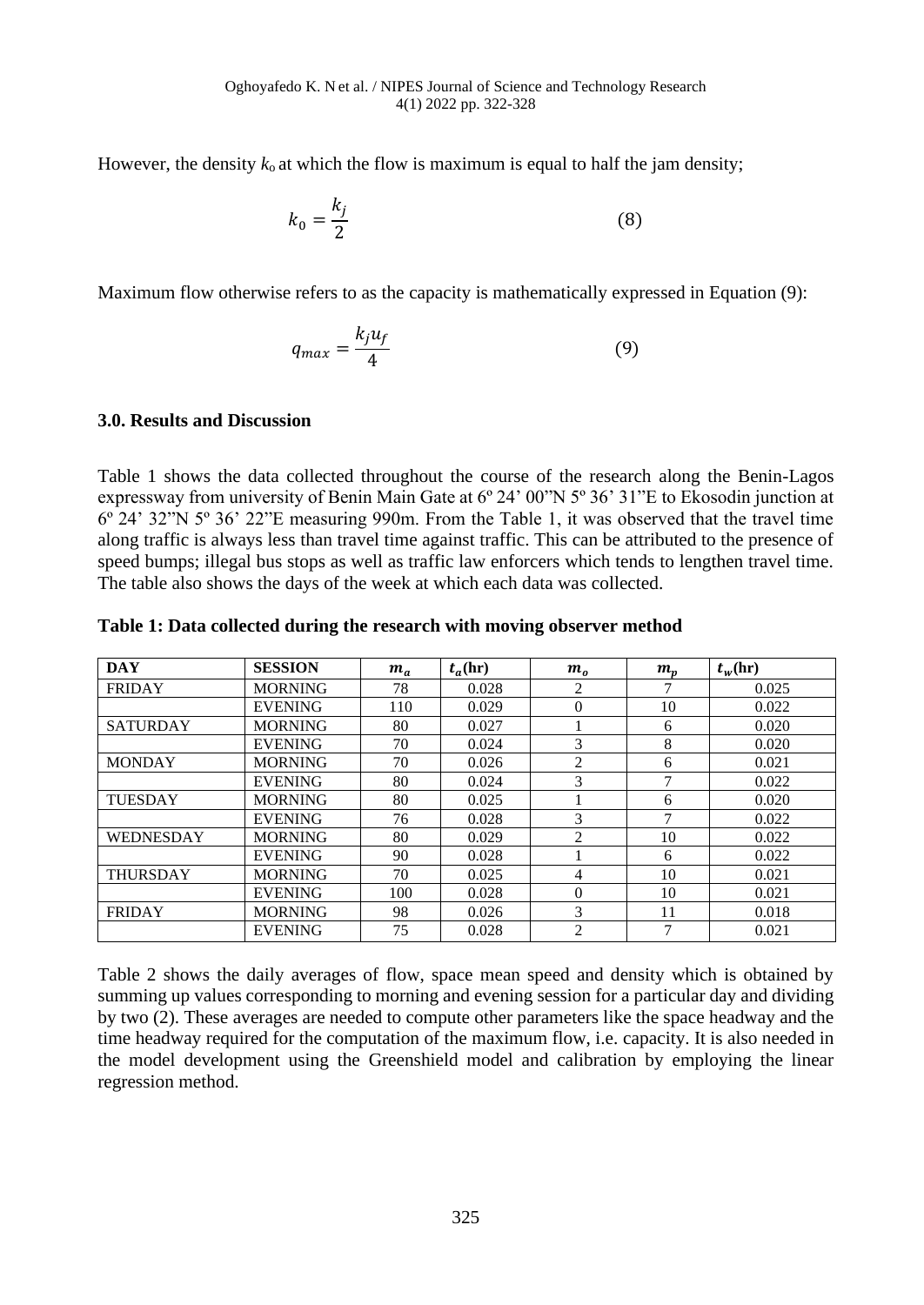However, the density $k_o$ at which the flow is maximum is equal to half the jam density;

$$k_0 = \frac{k_j}{2} \tag{8}$$

Maximum flow otherwise refers to as the capacity is mathematically expressed in Equation (9):

$$q_{max} = \frac{k_j u_f}{4} \tag{9}$$

### 3.0. Results and Discussion

Table 1 shows the data collected throughout the course of the research along the Benin-Lagos expressway from university of Benin Main Gate at 6º 24' 00"N 5º 36' 31"E to Ekosodin junction at 6º 24' 32"N 5º 36' 22"E measuring 990m. From the Table 1, it was observed that the travel time along traffic is always less than travel time against traffic. This can be attributed to the presence of speed bumps; illegal bus stops as well as traffic law enforcers which tends to lengthen travel time. The table also shows the days of the week at which each data was collected.

**Table 1: Data collected during the research with moving observer method**

| DAY | SESSION | $m_a$ | $t_a$(hr) | $m_o$ | $m_p$ | $t_w$(hr) |
|---|---|---|---|---|---|---|
| FRIDAY | MORNING | 78 | 0.028 | 2 | 7 | 0.025 |
| | EVENING | 110 | 0.029 | 0 | 10 | 0.022 |
| SATURDAY | MORNING | 80 | 0.027 | 1 | 6 | 0.020 |
| | EVENING | 70 | 0.024 | 3 | 8 | 0.020 |
| MONDAY | MORNING | 70 | 0.026 | 2 | 6 | 0.021 |
| | EVENING | 80 | 0.024 | 3 | 7 | 0.022 |
| TUESDAY | MORNING | 80 | 0.025 | 1 | 6 | 0.020 |
| | EVENING | 76 | 0.028 | 3 | 7 | 0.022 |
| WEDNESDAY | MORNING | 80 | 0.029 | 2 | 10 | 0.022 |
| | EVENING | 90 | 0.028 | 1 | 6 | 0.022 |
| THURSDAY | MORNING | 70 | 0.025 | 4 | 10 | 0.021 |
| | EVENING | 100 | 0.028 | 0 | 10 | 0.021 |
| FRIDAY | MORNING | 98 | 0.026 | 3 | 11 | 0.018 |
| | EVENING | 75 | 0.028 | 2 | 7 | 0.021 |

Table 2 shows the daily averages of flow, space mean speed and density which is obtained by summing up values corresponding to morning and evening session for a particular day and dividing by two (2). These averages are needed to compute other parameters like the space headway and the time headway required for the computation of the maximum flow, i.e. capacity. It is also needed in the model development using the Greenshield model and calibration by employing the linear regression method.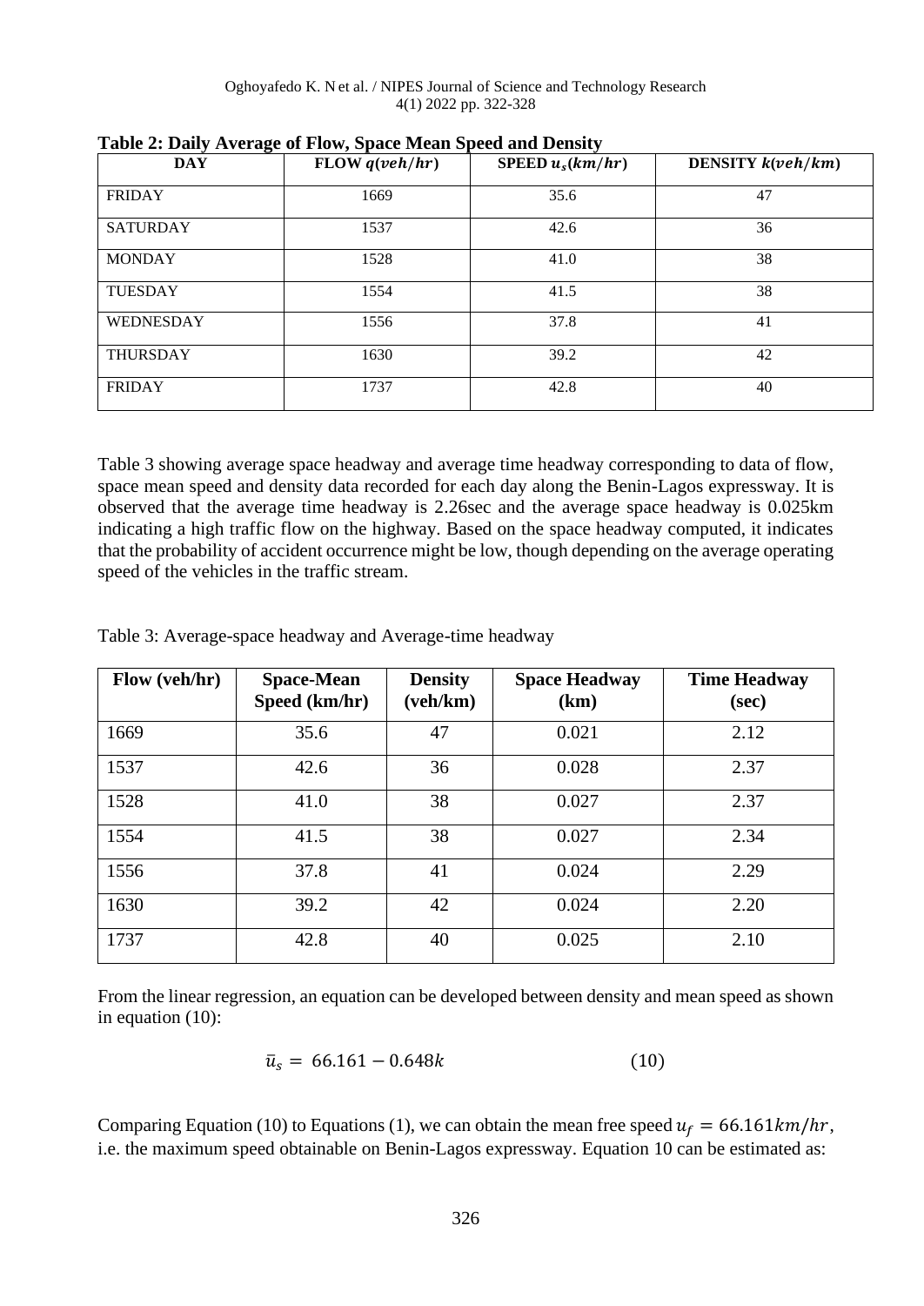**Table 2: Daily Average of Flow, Space Mean Speed and Density**

| DAY | FLOW $q(veh/hr)$ | SPEED $u_s(km/hr)$ | DENSITY $k(veh/km)$ |
|---|---|---|---|
| FRIDAY | 1669 | 35.6 | 47 |
| SATURDAY | 1537 | 42.6 | 36 |
| MONDAY | 1528 | 41.0 | 38 |
| TUESDAY | 1554 | 41.5 | 38 |
| WEDNESDAY | 1556 | 37.8 | 41 |
| THURSDAY | 1630 | 39.2 | 42 |
| FRIDAY | 1737 | 42.8 | 40 |

Table 3 showing average space headway and average time headway corresponding to data of flow, space mean speed and density data recorded for each day along the Benin-Lagos expressway. It is observed that the average time headway is 2.26sec and the average space headway is 0.025km indicating a high traffic flow on the highway. Based on the space headway computed, it indicates that the probability of accident occurrence might be low, though depending on the average operating speed of the vehicles in the traffic stream.

Table 3: Average-space headway and Average-time headway

| Flow (veh/hr) | Space-Mean Speed (km/hr) | Density (veh/km) | Space Headway (km) | Time Headway (sec) |
|---|---|---|---|---|
| 1669 | 35.6 | 47 | 0.021 | 2.12 |
| 1537 | 42.6 | 36 | 0.028 | 2.37 |
| 1528 | 41.0 | 38 | 0.027 | 2.37 |
| 1554 | 41.5 | 38 | 0.027 | 2.34 |
| 1556 | 37.8 | 41 | 0.024 | 2.29 |
| 1630 | 39.2 | 42 | 0.024 | 2.20 |
| 1737 | 42.8 | 40 | 0.025 | 2.10 |

From the linear regression, an equation can be developed between density and mean speed as shown in equation (10):

$$\bar{u}_s = 66.161 - 0.648k \qquad (10)$$

Comparing Equation (10) to Equations (1), we can obtain the mean free speed $u_f = 66.161km/hr$, i.e. the maximum speed obtainable on Benin-Lagos expressway. Equation 10 can be estimated as: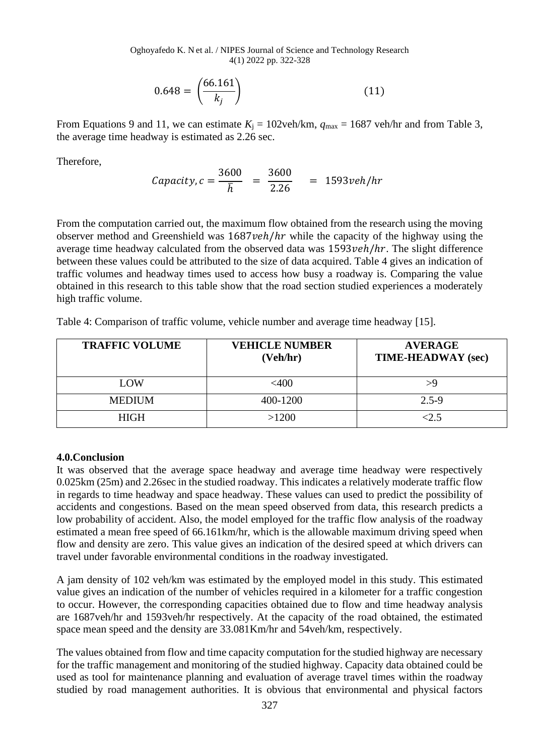$$0.648 = \left(\frac{66.161}{k_j}\right) \tag{11}$$

From Equations 9 and 11, we can estimate $K_j$ = 102veh/km, $q_{max}$ = 1687 veh/hr and from Table 3, the average time headway is estimated as 2.26 sec.

Therefore,

$$Capacity, c = \frac{3600}{\bar{h}} = \frac{3600}{2.26} = 1593veh/hr$$

From the computation carried out, the maximum flow obtained from the research using the moving observer method and Greenshield was $1687veh/hr$ while the capacity of the highway using the average time headway calculated from the observed data was $1593veh/hr$. The slight difference between these values could be attributed to the size of data acquired. Table 4 gives an indication of traffic volumes and headway times used to access how busy a roadway is. Comparing the value obtained in this research to this table show that the road section studied experiences a moderately high traffic volume.

Table 4: Comparison of traffic volume, vehicle number and average time headway [15].

| TRAFFIC VOLUME | VEHICLE NUMBER (Veh/hr) | AVERAGE TIME-HEADWAY (sec) |
|---|---|---|
| LOW | <400 | >9 |
| MEDIUM | 400-1200 | 2.5-9 |
| HIGH | >1200 | <2.5 |

## 4.0.Conclusion

It was observed that the average space headway and average time headway were respectively 0.025km (25m) and 2.26sec in the studied roadway. This indicates a relatively moderate traffic flow in regards to time headway and space headway. These values can used to predict the possibility of accidents and congestions. Based on the mean speed observed from data, this research predicts a low probability of accident. Also, the model employed for the traffic flow analysis of the roadway estimated a mean free speed of 66.161km/hr, which is the allowable maximum driving speed when flow and density are zero. This value gives an indication of the desired speed at which drivers can travel under favorable environmental conditions in the roadway investigated.

A jam density of 102 veh/km was estimated by the employed model in this study. This estimated value gives an indication of the number of vehicles required in a kilometer for a traffic congestion to occur. However, the corresponding capacities obtained due to flow and time headway analysis are 1687veh/hr and 1593veh/hr respectively. At the capacity of the road obtained, the estimated space mean speed and the density are 33.081Km/hr and 54veh/km, respectively.

The values obtained from flow and time capacity computation for the studied highway are necessary for the traffic management and monitoring of the studied highway. Capacity data obtained could be used as tool for maintenance planning and evaluation of average travel times within the roadway studied by road management authorities. It is obvious that environmental and physical factors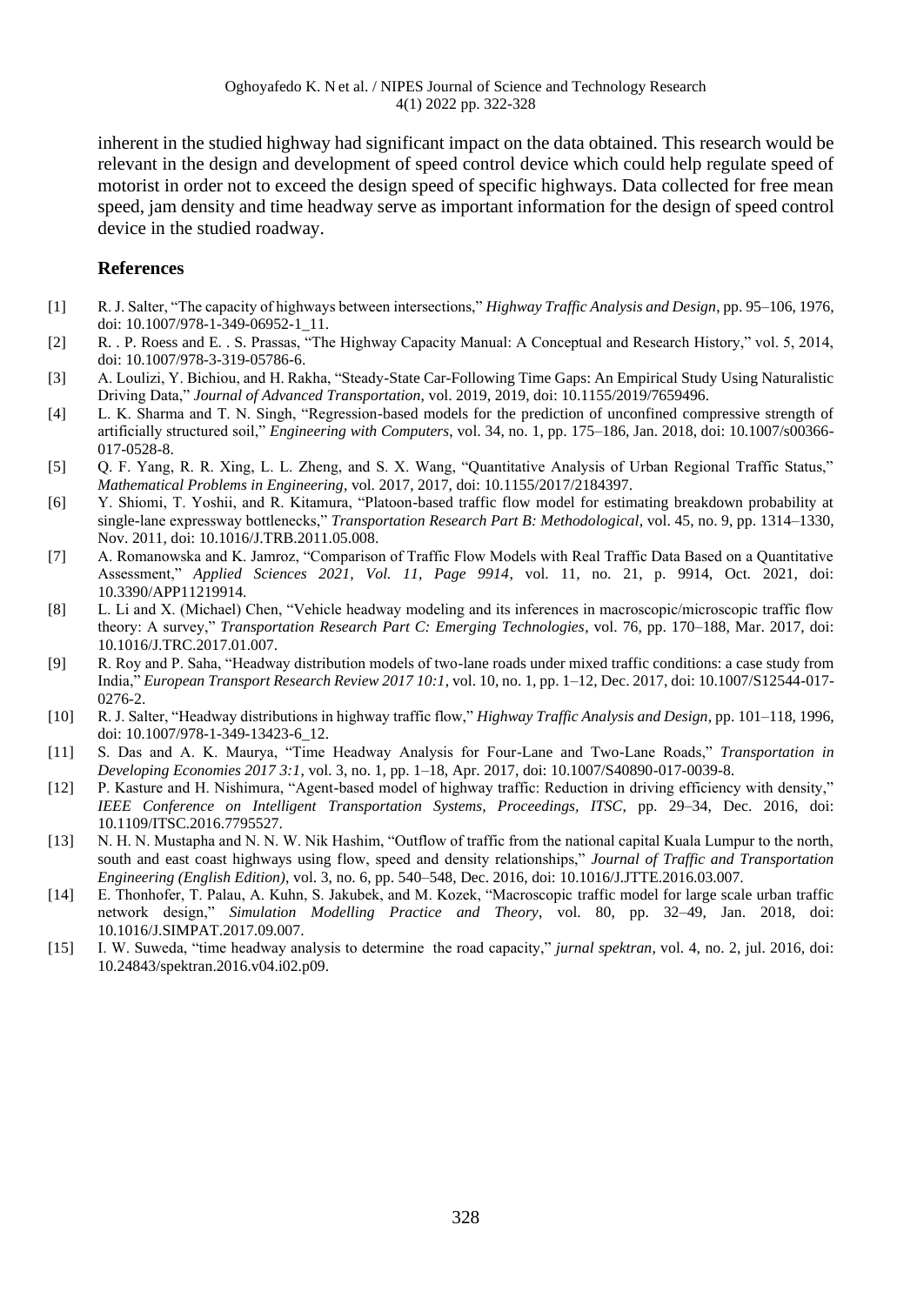inherent in the studied highway had significant impact on the data obtained. This research would be relevant in the design and development of speed control device which could help regulate speed of motorist in order not to exceed the design speed of specific highways. Data collected for free mean speed, jam density and time headway serve as important information for the design of speed control device in the studied roadway.

## References

[1] R. J. Salter, "The capacity of highways between intersections," *Highway Traffic Analysis and Design*, pp. 95–106, 1976, doi: 10.1007/978-1-349-06952-1_11.

[2] R. . P. Roess and E. . S. Prassas, "The Highway Capacity Manual: A Conceptual and Research History," vol. 5, 2014, doi: 10.1007/978-3-319-05786-6.

[3] A. Loulizi, Y. Bichiou, and H. Rakha, "Steady-State Car-Following Time Gaps: An Empirical Study Using Naturalistic Driving Data," *Journal of Advanced Transportation*, vol. 2019, 2019, doi: 10.1155/2019/7659496.

[4] L. K. Sharma and T. N. Singh, "Regression-based models for the prediction of unconfined compressive strength of artificially structured soil," *Engineering with Computers*, vol. 34, no. 1, pp. 175–186, Jan. 2018, doi: 10.1007/s00366-017-0528-8.

[5] Q. F. Yang, R. R. Xing, L. L. Zheng, and S. X. Wang, "Quantitative Analysis of Urban Regional Traffic Status," *Mathematical Problems in Engineering*, vol. 2017, 2017, doi: 10.1155/2017/2184397.

[6] Y. Shiomi, T. Yoshii, and R. Kitamura, "Platoon-based traffic flow model for estimating breakdown probability at single-lane expressway bottlenecks," *Transportation Research Part B: Methodological*, vol. 45, no. 9, pp. 1314–1330, Nov. 2011, doi: 10.1016/J.TRB.2011.05.008.

[7] A. Romanowska and K. Jamroz, "Comparison of Traffic Flow Models with Real Traffic Data Based on a Quantitative Assessment," *Applied Sciences 2021, Vol. 11, Page 9914*, vol. 11, no. 21, p. 9914, Oct. 2021, doi: 10.3390/APP11219914.

[8] L. Li and X. (Michael) Chen, "Vehicle headway modeling and its inferences in macroscopic/microscopic traffic flow theory: A survey," *Transportation Research Part C: Emerging Technologies*, vol. 76, pp. 170–188, Mar. 2017, doi: 10.1016/J.TRC.2017.01.007.

[9] R. Roy and P. Saha, "Headway distribution models of two-lane roads under mixed traffic conditions: a case study from India," *European Transport Research Review 2017 10:1*, vol. 10, no. 1, pp. 1–12, Dec. 2017, doi: 10.1007/S12544-017-0276-2.

[10] R. J. Salter, "Headway distributions in highway traffic flow," *Highway Traffic Analysis and Design*, pp. 101–118, 1996, doi: 10.1007/978-1-349-13423-6_12.

[11] S. Das and A. K. Maurya, "Time Headway Analysis for Four-Lane and Two-Lane Roads," *Transportation in Developing Economies 2017 3:1*, vol. 3, no. 1, pp. 1–18, Apr. 2017, doi: 10.1007/S40890-017-0039-8.

[12] P. Kasture and H. Nishimura, "Agent-based model of highway traffic: Reduction in driving efficiency with density," *IEEE Conference on Intelligent Transportation Systems, Proceedings, ITSC*, pp. 29–34, Dec. 2016, doi: 10.1109/ITSC.2016.7795527.

[13] N. H. N. Mustapha and N. N. W. Nik Hashim, "Outflow of traffic from the national capital Kuala Lumpur to the north, south and east coast highways using flow, speed and density relationships," *Journal of Traffic and Transportation Engineering (English Edition)*, vol. 3, no. 6, pp. 540–548, Dec. 2016, doi: 10.1016/J.JTTE.2016.03.007.

[14] E. Thonhofer, T. Palau, A. Kuhn, S. Jakubek, and M. Kozek, "Macroscopic traffic model for large scale urban traffic network design," *Simulation Modelling Practice and Theory*, vol. 80, pp. 32–49, Jan. 2018, doi: 10.1016/J.SIMPAT.2017.09.007.

[15] I. W. Suweda, "time headway analysis to determine the road capacity," *jurnal spektran*, vol. 4, no. 2, jul. 2016, doi: 10.24843/spektran.2016.v04.i02.p09.